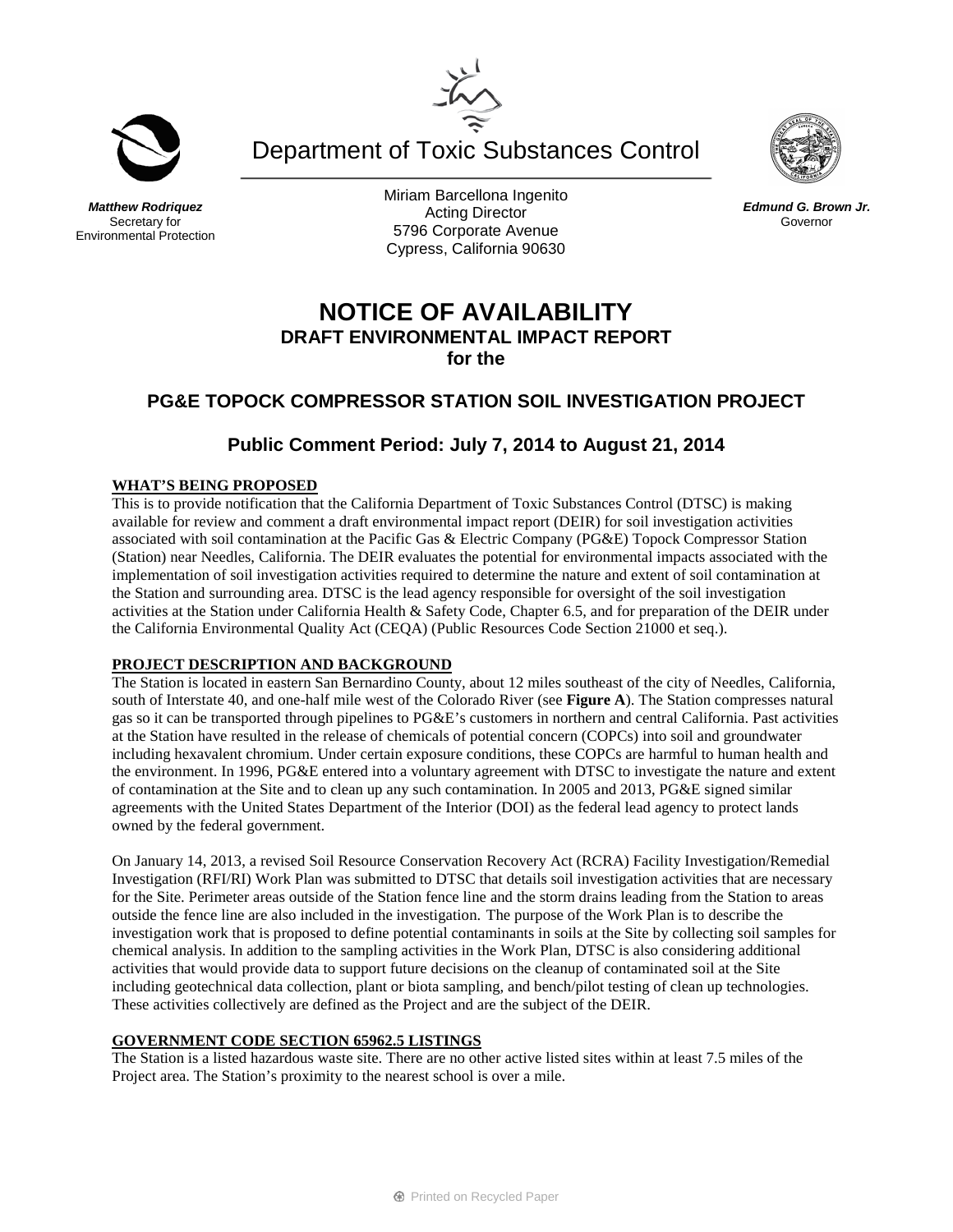Department of Toxic Substances Control

***Matthew Rodriquez***
Secretary for
Environmental Protection

Miriam Barcellona Ingenito
Acting Director
5796 Corporate Avenue
Cypress, California 90630

***Edmund G. Brown Jr.***
Governor

# NOTICE OF AVAILABILITY

## DRAFT ENVIRONMENTAL IMPACT REPORT
## for the

## PG&E TOPOCK COMPRESSOR STATION SOIL INVESTIGATION PROJECT

## Public Comment Period: July 7, 2014 to August 21, 2014

### WHAT'S BEING PROPOSED

This is to provide notification that the California Department of Toxic Substances Control (DTSC) is making available for review and comment a draft environmental impact report (DEIR) for soil investigation activities associated with soil contamination at the Pacific Gas & Electric Company (PG&E) Topock Compressor Station (Station) near Needles, California. The DEIR evaluates the potential for environmental impacts associated with the implementation of soil investigation activities required to determine the nature and extent of soil contamination at the Station and surrounding area. DTSC is the lead agency responsible for oversight of the soil investigation activities at the Station under California Health & Safety Code, Chapter 6.5, and for preparation of the DEIR under the California Environmental Quality Act (CEQA) (Public Resources Code Section 21000 et seq.).

### PROJECT DESCRIPTION AND BACKGROUND

The Station is located in eastern San Bernardino County, about 12 miles southeast of the city of Needles, California, south of Interstate 40, and one-half mile west of the Colorado River (see **Figure A**). The Station compresses natural gas so it can be transported through pipelines to PG&E's customers in northern and central California. Past activities at the Station have resulted in the release of chemicals of potential concern (COPCs) into soil and groundwater including hexavalent chromium. Under certain exposure conditions, these COPCs are harmful to human health and the environment. In 1996, PG&E entered into a voluntary agreement with DTSC to investigate the nature and extent of contamination at the Site and to clean up any such contamination. In 2005 and 2013, PG&E signed similar agreements with the United States Department of the Interior (DOI) as the federal lead agency to protect lands owned by the federal government.

On January 14, 2013, a revised Soil Resource Conservation Recovery Act (RCRA) Facility Investigation/Remedial Investigation (RFI/RI) Work Plan was submitted to DTSC that details soil investigation activities that are necessary for the Site. Perimeter areas outside of the Station fence line and the storm drains leading from the Station to areas outside the fence line are also included in the investigation. The purpose of the Work Plan is to describe the investigation work that is proposed to define potential contaminants in soils at the Site by collecting soil samples for chemical analysis. In addition to the sampling activities in the Work Plan, DTSC is also considering additional activities that would provide data to support future decisions on the cleanup of contaminated soil at the Site including geotechnical data collection, plant or biota sampling, and bench/pilot testing of clean up technologies. These activities collectively are defined as the Project and are the subject of the DEIR.

### GOVERNMENT CODE SECTION 65962.5 LISTINGS

The Station is a listed hazardous waste site. There are no other active listed sites within at least 7.5 miles of the Project area. The Station's proximity to the nearest school is over a mile.

Printed on Recycled Paper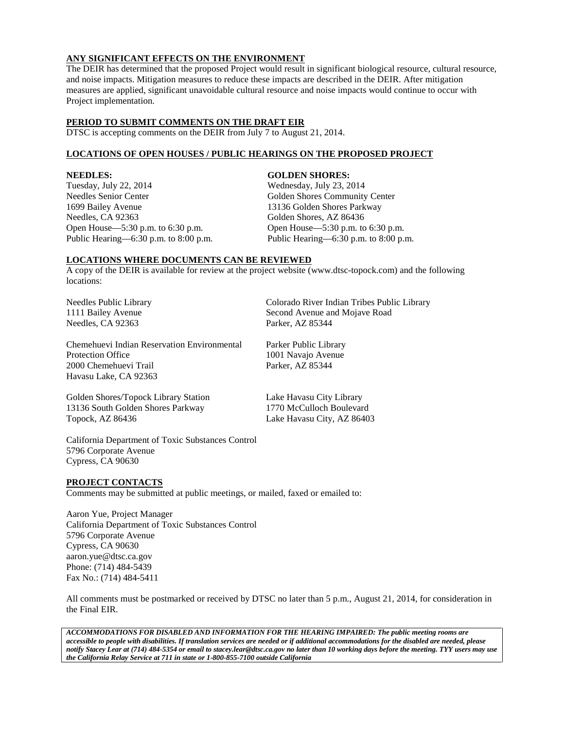**ANY SIGNIFICANT EFFECTS ON THE ENVIRONMENT**

The DEIR has determined that the proposed Project would result in significant biological resource, cultural resource, and noise impacts. Mitigation measures to reduce these impacts are described in the DEIR. After mitigation measures are applied, significant unavoidable cultural resource and noise impacts would continue to occur with Project implementation.

**PERIOD TO SUBMIT COMMENTS ON THE DRAFT EIR**

DTSC is accepting comments on the DEIR from July 7 to August 21, 2014.

**LOCATIONS OF OPEN HOUSES / PUBLIC HEARINGS ON THE PROPOSED PROJECT**

**NEEDLES:**
Tuesday, July 22, 2014
Needles Senior Center
1699 Bailey Avenue
Needles, CA 92363
Open House—5:30 p.m. to 6:30 p.m.
Public Hearing—6:30 p.m. to 8:00 p.m.

**GOLDEN SHORES:**
Wednesday, July 23, 2014
Golden Shores Community Center
13136 Golden Shores Parkway
Golden Shores, AZ 86436
Open House—5:30 p.m. to 6:30 p.m.
Public Hearing—6:30 p.m. to 8:00 p.m.

**LOCATIONS WHERE DOCUMENTS CAN BE REVIEWED**

A copy of the DEIR is available for review at the project website (www.dtsc-topock.com) and the following locations:

Needles Public Library
1111 Bailey Avenue
Needles, CA 92363

Chemehuevi Indian Reservation Environmental Protection Office
2000 Chemehuevi Trail
Havasu Lake, CA 92363

Golden Shores/Topock Library Station
13136 South Golden Shores Parkway
Topock, AZ 86436

California Department of Toxic Substances Control
5796 Corporate Avenue
Cypress, CA 90630

Colorado River Indian Tribes Public Library
Second Avenue and Mojave Road
Parker, AZ 85344

Parker Public Library
1001 Navajo Avenue
Parker, AZ 85344

Lake Havasu City Library
1770 McCulloch Boulevard
Lake Havasu City, AZ 86403

**PROJECT CONTACTS**

Comments may be submitted at public meetings, or mailed, faxed or emailed to:

Aaron Yue, Project Manager
California Department of Toxic Substances Control
5796 Corporate Avenue
Cypress, CA 90630
aaron.yue@dtsc.ca.gov
Phone: (714) 484-5439
Fax No.: (714) 484-5411

All comments must be postmarked or received by DTSC no later than 5 p.m., August 21, 2014, for consideration in the Final EIR.

***ACCOMMODATIONS FOR DISABLED AND INFORMATION FOR THE HEARING IMPAIRED: The public meeting rooms are accessible to people with disabilities. If translation services are needed or if additional accommodations for the disabled are needed, please notify Stacey Lear at (714) 484-5354 or email to stacey.lear@dtsc.ca.gov no later than 10 working days before the meeting. TYY users may use the California Relay Service at 711 in state or 1-800-855-7100 outside California***